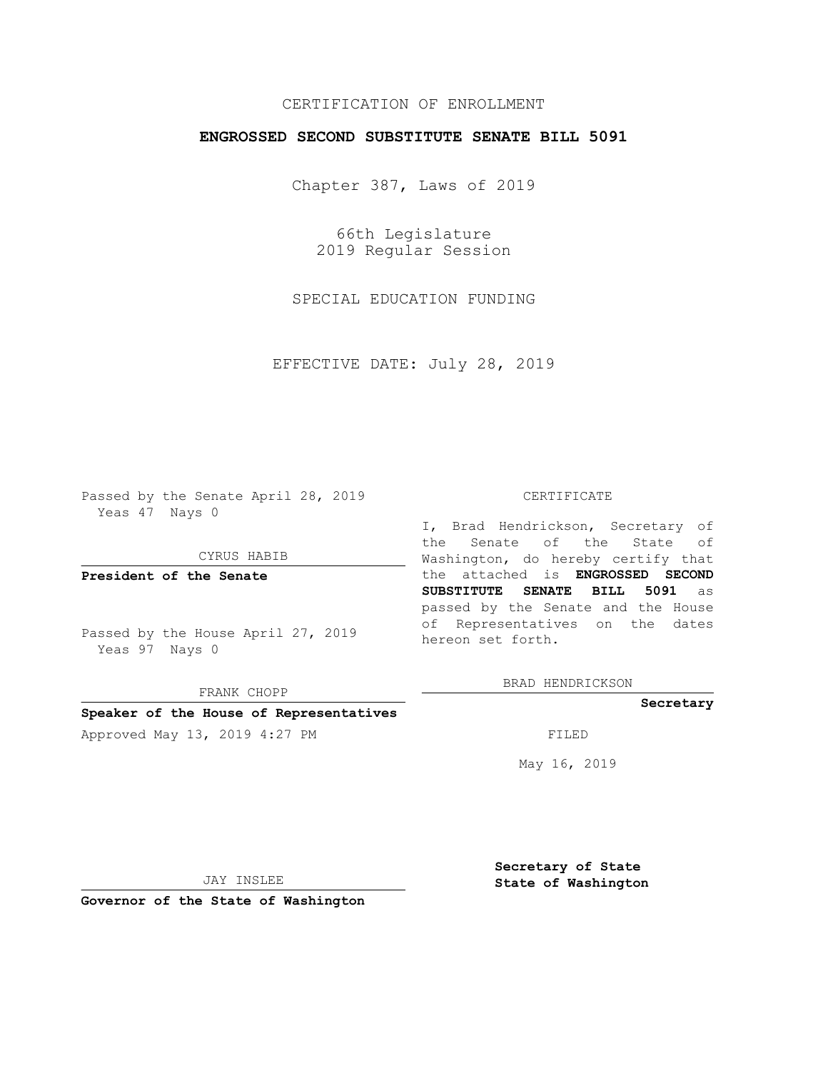CERTIFICATION OF ENROLLMENT

**ENGROSSED SECOND SUBSTITUTE SENATE BILL 5091**

Chapter 387, Laws of 2019

66th Legislature
2019 Regular Session

SPECIAL EDUCATION FUNDING

EFFECTIVE DATE: July 28, 2019

Passed by the Senate April 28, 2019
Yeas 47 Nays 0

CYRUS HABIB

**President of the Senate**

Passed by the House April 27, 2019
Yeas 97 Nays 0

FRANK CHOPP

**Speaker of the House of Representatives**

CERTIFICATE

I, Brad Hendrickson, Secretary of the Senate of the State of Washington, do hereby certify that the attached is **ENGROSSED SECOND SUBSTITUTE SENATE BILL 5091** as passed by the Senate and the House of Representatives on the dates hereon set forth.

BRAD HENDRICKSON

**Secretary**

Approved May 13, 2019 4:27 PM

FILED

May 16, 2019

JAY INSLEE

**Governor of the State of Washington**

**Secretary of State**
**State of Washington**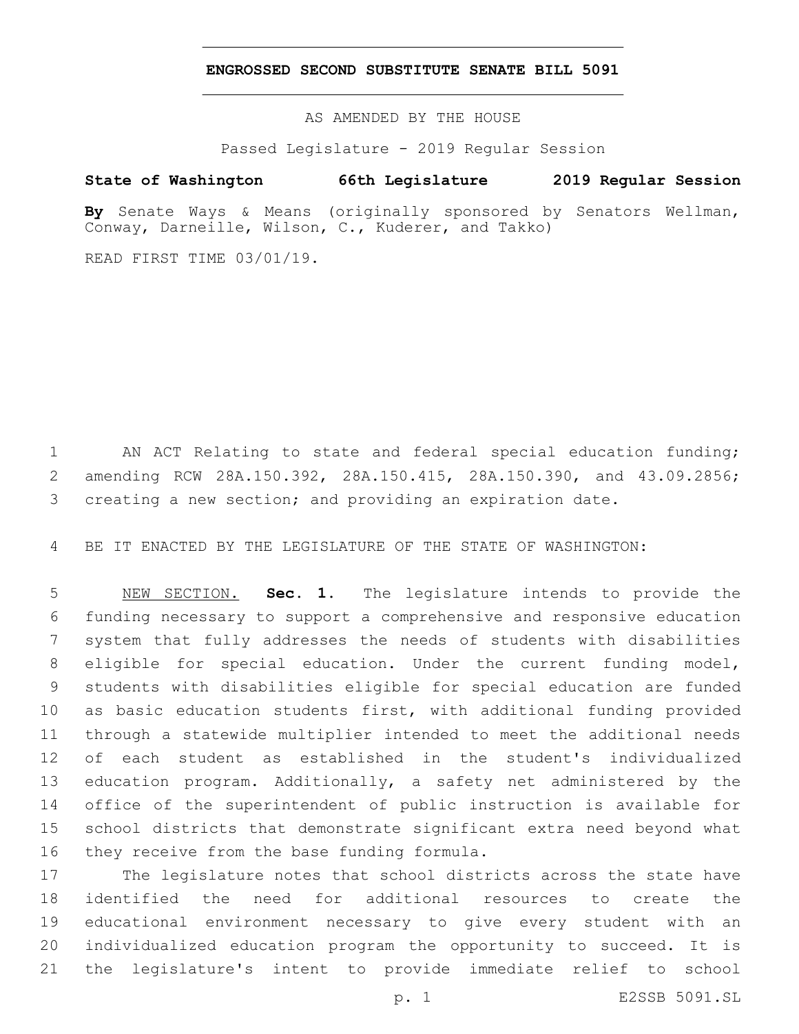# ENGROSSED SECOND SUBSTITUTE SENATE BILL 5091

AS AMENDED BY THE HOUSE

Passed Legislature - 2019 Regular Session

**State of Washington 66th Legislature 2019 Regular Session**

**By** Senate Ways & Means (originally sponsored by Senators Wellman, Conway, Darneille, Wilson, C., Kuderer, and Takko)

READ FIRST TIME 03/01/19.

AN ACT Relating to state and federal special education funding; amending RCW 28A.150.392, 28A.150.415, 28A.150.390, and 43.09.2856; creating a new section; and providing an expiration date.

BE IT ENACTED BY THE LEGISLATURE OF THE STATE OF WASHINGTON:

NEW SECTION. **Sec. 1.** The legislature intends to provide the funding necessary to support a comprehensive and responsive education system that fully addresses the needs of students with disabilities eligible for special education. Under the current funding model, students with disabilities eligible for special education are funded as basic education students first, with additional funding provided through a statewide multiplier intended to meet the additional needs of each student as established in the student's individualized education program. Additionally, a safety net administered by the office of the superintendent of public instruction is available for school districts that demonstrate significant extra need beyond what they receive from the base funding formula.

The legislature notes that school districts across the state have identified the need for additional resources to create the educational environment necessary to give every student with an individualized education program the opportunity to succeed. It is the legislature's intent to provide immediate relief to school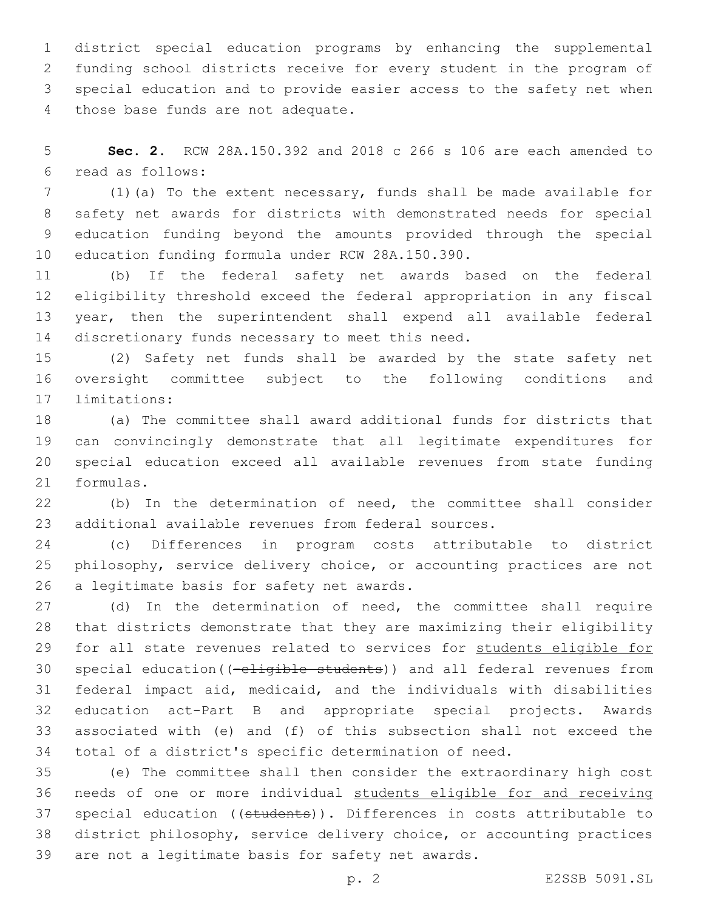district special education programs by enhancing the supplemental funding school districts receive for every student in the program of special education and to provide easier access to the safety net when those base funds are not adequate.

**Sec. 2.** RCW 28A.150.392 and 2018 c 266 s 106 are each amended to read as follows:

(1)(a) To the extent necessary, funds shall be made available for safety net awards for districts with demonstrated needs for special education funding beyond the amounts provided through the special education funding formula under RCW 28A.150.390.

(b) If the federal safety net awards based on the federal eligibility threshold exceed the federal appropriation in any fiscal year, then the superintendent shall expend all available federal discretionary funds necessary to meet this need.

(2) Safety net funds shall be awarded by the state safety net oversight committee subject to the following conditions and limitations:

(a) The committee shall award additional funds for districts that can convincingly demonstrate that all legitimate expenditures for special education exceed all available revenues from state funding formulas.

(b) In the determination of need, the committee shall consider additional available revenues from federal sources.

(c) Differences in program costs attributable to district philosophy, service delivery choice, or accounting practices are not a legitimate basis for safety net awards.

(d) In the determination of need, the committee shall require that districts demonstrate that they are maximizing their eligibility for all state revenues related to services for <u>students eligible for</u> special education((~~-eligible students~~)) and all federal revenues from federal impact aid, medicaid, and the individuals with disabilities education act-Part B and appropriate special projects. Awards associated with (e) and (f) of this subsection shall not exceed the total of a district's specific determination of need.

(e) The committee shall then consider the extraordinary high cost needs of one or more individual <u>students eligible for and receiving</u> special education ((~~students~~)). Differences in costs attributable to district philosophy, service delivery choice, or accounting practices are not a legitimate basis for safety net awards.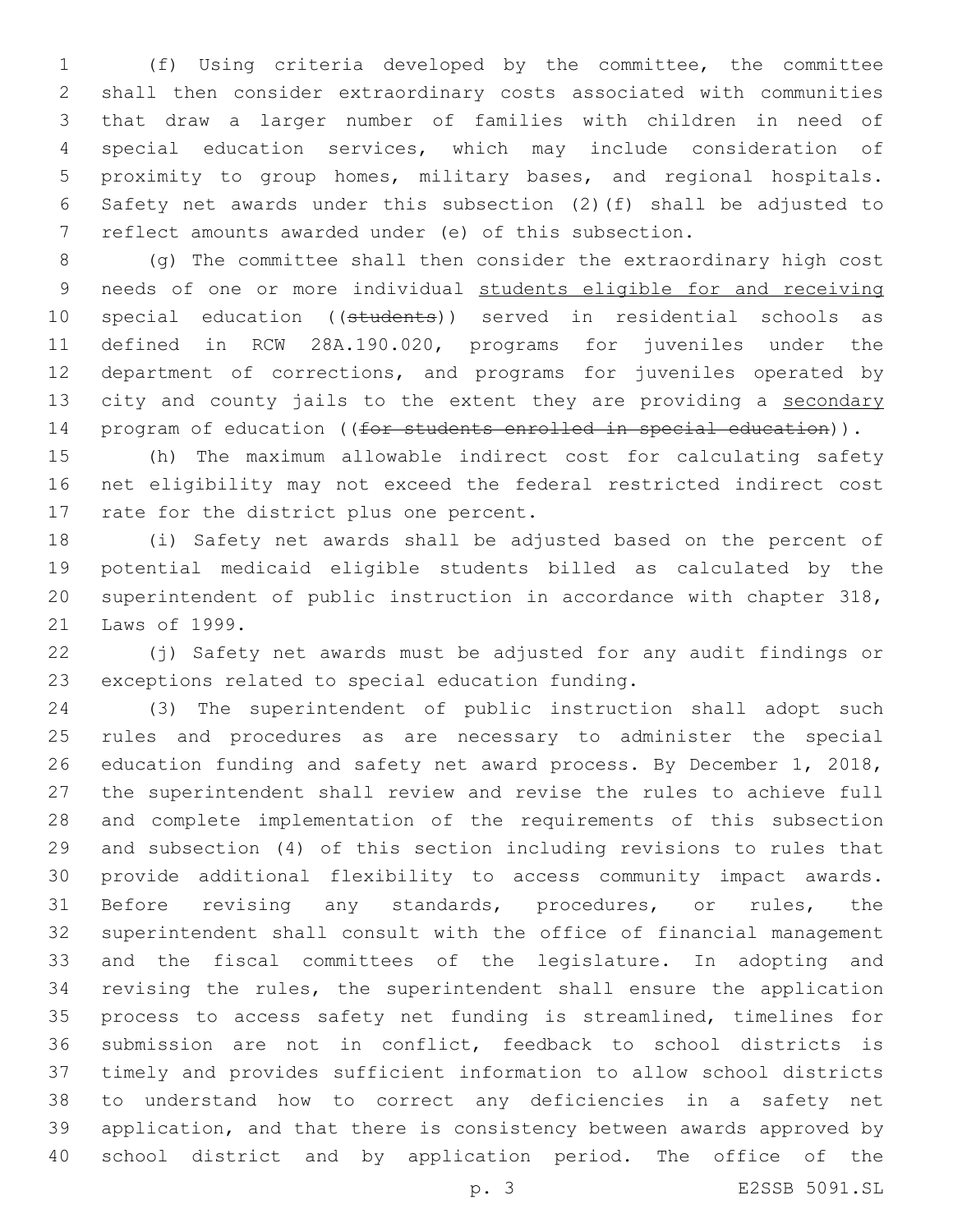(f) Using criteria developed by the committee, the committee shall then consider extraordinary costs associated with communities that draw a larger number of families with children in need of special education services, which may include consideration of proximity to group homes, military bases, and regional hospitals. Safety net awards under this subsection (2)(f) shall be adjusted to reflect amounts awarded under (e) of this subsection.

(g) The committee shall then consider the extraordinary high cost needs of one or more individual <u>students eligible for and receiving</u> special education ((~~students~~)) served in residential schools as defined in RCW 28A.190.020, programs for juveniles under the department of corrections, and programs for juveniles operated by city and county jails to the extent they are providing a <u>secondary</u> program of education ((~~for students enrolled in special education~~)).

(h) The maximum allowable indirect cost for calculating safety net eligibility may not exceed the federal restricted indirect cost rate for the district plus one percent.

(i) Safety net awards shall be adjusted based on the percent of potential medicaid eligible students billed as calculated by the superintendent of public instruction in accordance with chapter 318, Laws of 1999.

(j) Safety net awards must be adjusted for any audit findings or exceptions related to special education funding.

(3) The superintendent of public instruction shall adopt such rules and procedures as are necessary to administer the special education funding and safety net award process. By December 1, 2018, the superintendent shall review and revise the rules to achieve full and complete implementation of the requirements of this subsection and subsection (4) of this section including revisions to rules that provide additional flexibility to access community impact awards. Before revising any standards, procedures, or rules, the superintendent shall consult with the office of financial management and the fiscal committees of the legislature. In adopting and revising the rules, the superintendent shall ensure the application process to access safety net funding is streamlined, timelines for submission are not in conflict, feedback to school districts is timely and provides sufficient information to allow school districts to understand how to correct any deficiencies in a safety net application, and that there is consistency between awards approved by school district and by application period. The office of the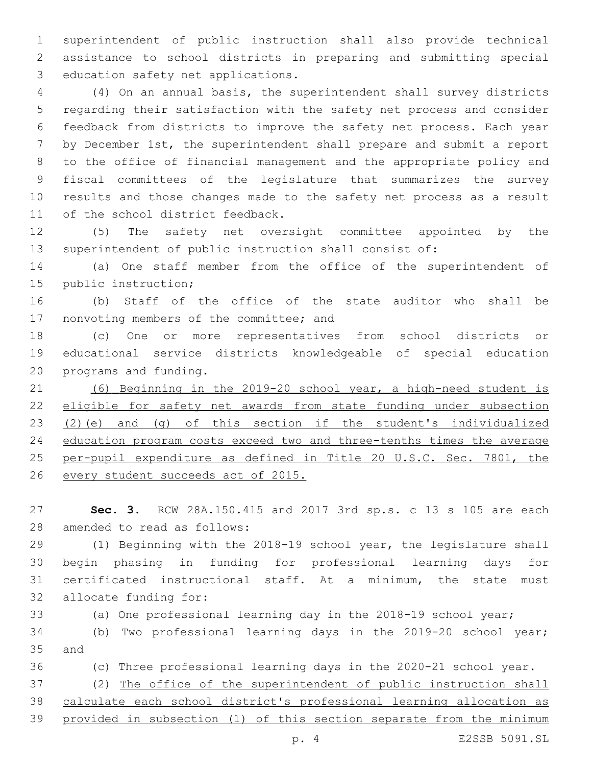superintendent of public instruction shall also provide technical assistance to school districts in preparing and submitting special education safety net applications.

(4) On an annual basis, the superintendent shall survey districts regarding their satisfaction with the safety net process and consider feedback from districts to improve the safety net process. Each year by December 1st, the superintendent shall prepare and submit a report to the office of financial management and the appropriate policy and fiscal committees of the legislature that summarizes the survey results and those changes made to the safety net process as a result of the school district feedback.

(5) The safety net oversight committee appointed by the superintendent of public instruction shall consist of:

(a) One staff member from the office of the superintendent of public instruction;

(b) Staff of the office of the state auditor who shall be nonvoting members of the committee; and

(c) One or more representatives from school districts or educational service districts knowledgeable of special education programs and funding.

<u>(6) Beginning in the 2019-20 school year, a high-need student is eligible for safety net awards from state funding under subsection (2)(e) and (g) of this section if the student's individualized education program costs exceed two and three-tenths times the average per-pupil expenditure as defined in Title 20 U.S.C. Sec. 7801, the every student succeeds act of 2015.</u>

**Sec. 3.** RCW 28A.150.415 and 2017 3rd sp.s. c 13 s 105 are each amended to read as follows:

(1) Beginning with the 2018-19 school year, the legislature shall begin phasing in funding for professional learning days for certificated instructional staff. At a minimum, the state must allocate funding for:

(a) One professional learning day in the 2018-19 school year;

(b) Two professional learning days in the 2019-20 school year; and

(c) Three professional learning days in the 2020-21 school year.

(2) <u>The office of the superintendent of public instruction shall calculate each school district's professional learning allocation as provided in subsection (1) of this section separate from the minimum</u>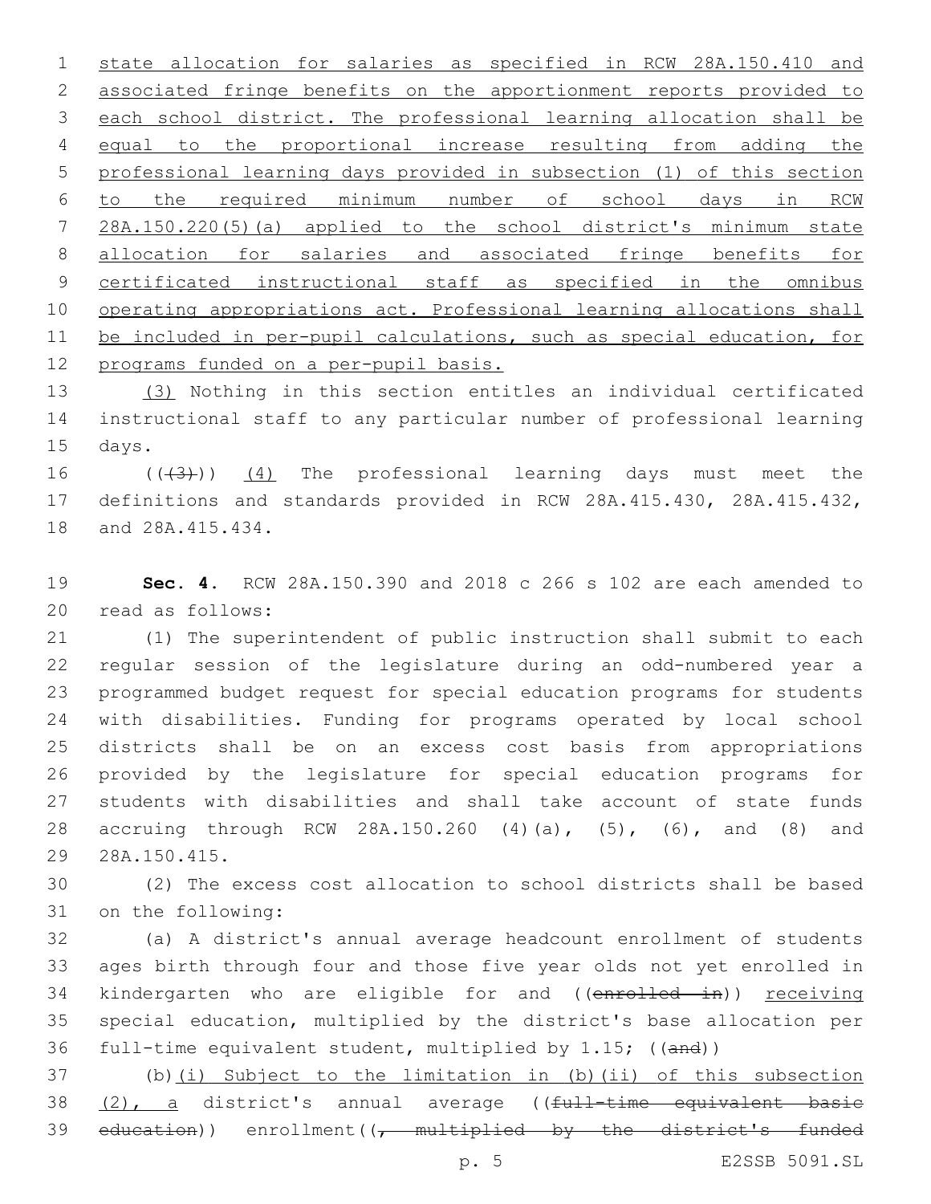state allocation for salaries as specified in RCW 28A.150.410 and associated fringe benefits on the apportionment reports provided to each school district. The professional learning allocation shall be equal to the proportional increase resulting from adding the professional learning days provided in subsection (1) of this section to the required minimum number of school days in RCW 28A.150.220(5)(a) applied to the school district's minimum state allocation for salaries and associated fringe benefits for certificated instructional staff as specified in the omnibus operating appropriations act. Professional learning allocations shall be included in per-pupil calculations, such as special education, for programs funded on a per-pupil basis.

(3) Nothing in this section entitles an individual certificated instructional staff to any particular number of professional learning days.

~~((3))~~ (4) The professional learning days must meet the definitions and standards provided in RCW 28A.415.430, 28A.415.432, and 28A.415.434.

**Sec. 4.** RCW 28A.150.390 and 2018 c 266 s 102 are each amended to read as follows:

(1) The superintendent of public instruction shall submit to each regular session of the legislature during an odd-numbered year a programmed budget request for special education programs for students with disabilities. Funding for programs operated by local school districts shall be on an excess cost basis from appropriations provided by the legislature for special education programs for students with disabilities and shall take account of state funds accruing through RCW 28A.150.260 (4)(a), (5), (6), and (8) and 28A.150.415.

(2) The excess cost allocation to school districts shall be based on the following:

(a) A district's annual average headcount enrollment of students ages birth through four and those five year olds not yet enrolled in kindergarten who are eligible for and ((~~enrolled in~~)) receiving special education, multiplied by the district's base allocation per full-time equivalent student, multiplied by 1.15; ((~~and~~))

(b)(i) Subject to the limitation in (b)(ii) of this subsection (2), a district's annual average ((~~full-time equivalent basic education~~)) enrollment((~~, multiplied by the district's funded~~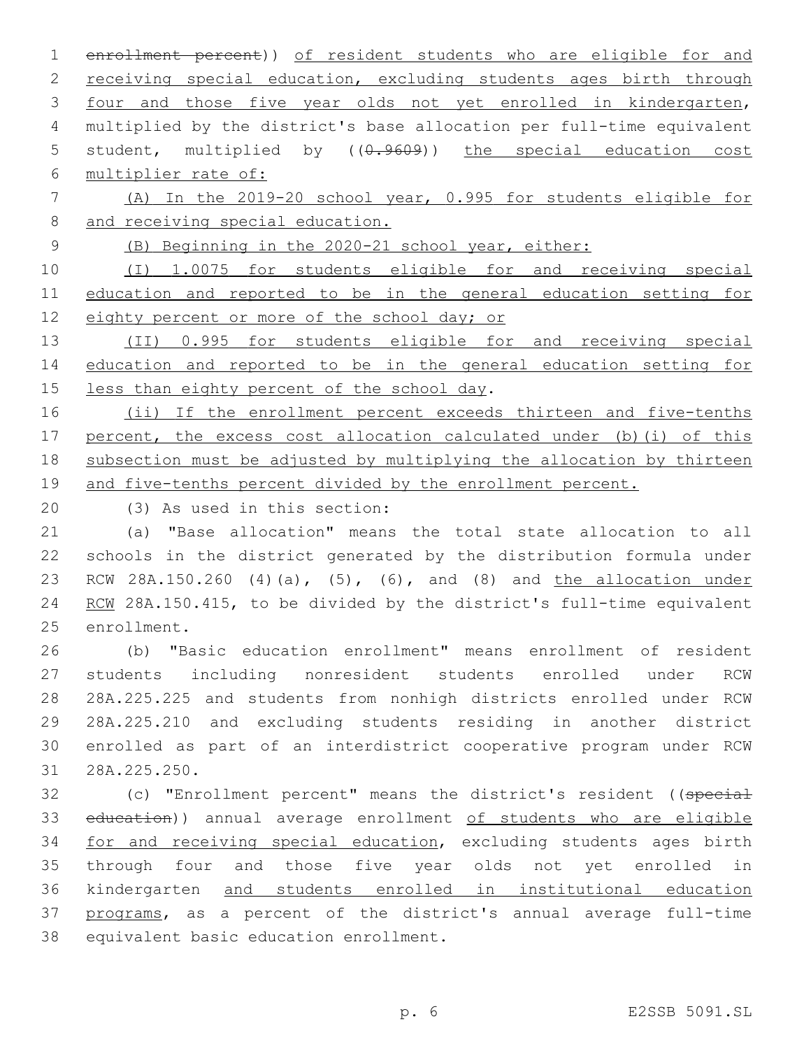~~enrollment percent~~)) of resident students who are eligible for and receiving special education, excluding students ages birth through four and those five year olds not yet enrolled in kindergarten, multiplied by the district's base allocation per full-time equivalent student, multiplied by ((~~0.9609~~)) the special education cost multiplier rate of:

(A) In the 2019-20 school year, 0.995 for students eligible for and receiving special education.

(B) Beginning in the 2020-21 school year, either:

(I) 1.0075 for students eligible for and receiving special education and reported to be in the general education setting for eighty percent or more of the school day; or

(II) 0.995 for students eligible for and receiving special education and reported to be in the general education setting for less than eighty percent of the school day.

(ii) If the enrollment percent exceeds thirteen and five-tenths percent, the excess cost allocation calculated under (b)(i) of this subsection must be adjusted by multiplying the allocation by thirteen and five-tenths percent divided by the enrollment percent.

(3) As used in this section:

(a) "Base allocation" means the total state allocation to all schools in the district generated by the distribution formula under RCW 28A.150.260 (4)(a), (5), (6), and (8) and the allocation under RCW 28A.150.415, to be divided by the district's full-time equivalent enrollment.

(b) "Basic education enrollment" means enrollment of resident students including nonresident students enrolled under RCW 28A.225.225 and students from nonhigh districts enrolled under RCW 28A.225.210 and excluding students residing in another district enrolled as part of an interdistrict cooperative program under RCW 28A.225.250.

(c) "Enrollment percent" means the district's resident ((~~special education~~)) annual average enrollment of students who are eligible for and receiving special education, excluding students ages birth through four and those five year olds not yet enrolled in kindergarten and students enrolled in institutional education programs, as a percent of the district's annual average full-time equivalent basic education enrollment.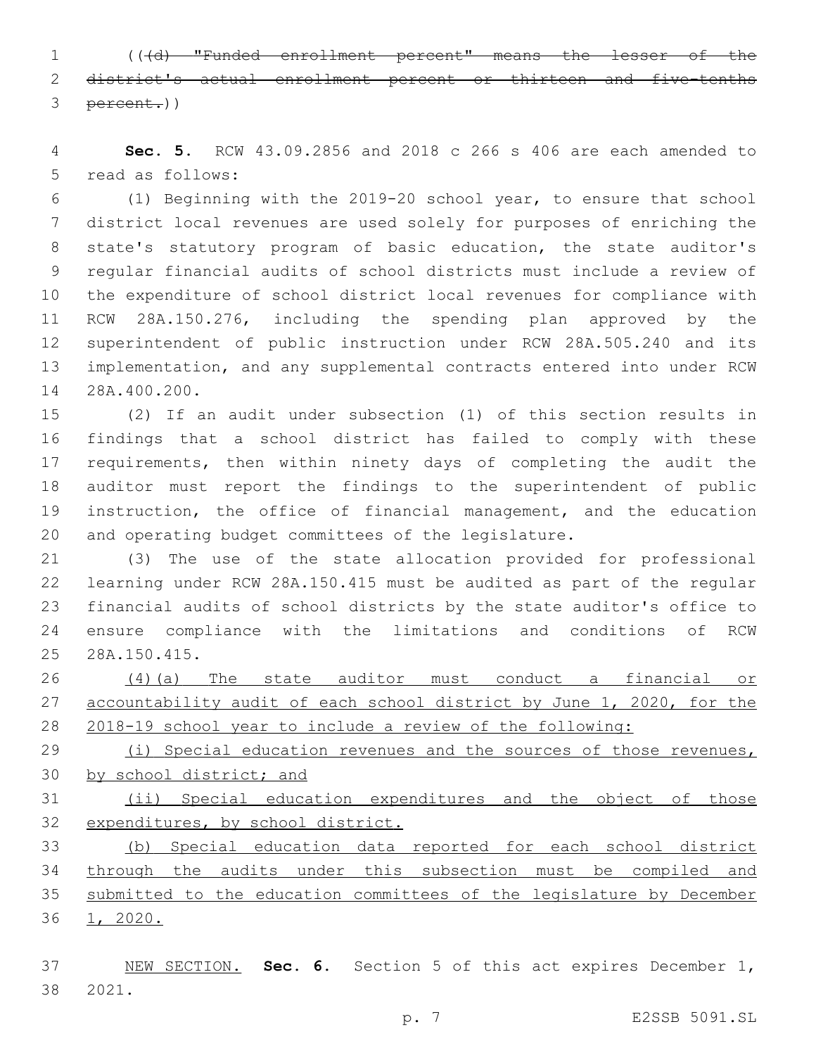((~~(d) "Funded enrollment percent" means the lesser of the district's actual enrollment percent or thirteen and five-tenths percent.~~))

**Sec. 5.** RCW 43.09.2856 and 2018 c 266 s 406 are each amended to read as follows:

(1) Beginning with the 2019-20 school year, to ensure that school district local revenues are used solely for purposes of enriching the state's statutory program of basic education, the state auditor's regular financial audits of school districts must include a review of the expenditure of school district local revenues for compliance with RCW 28A.150.276, including the spending plan approved by the superintendent of public instruction under RCW 28A.505.240 and its implementation, and any supplemental contracts entered into under RCW 28A.400.200.

(2) If an audit under subsection (1) of this section results in findings that a school district has failed to comply with these requirements, then within ninety days of completing the audit the auditor must report the findings to the superintendent of public instruction, the office of financial management, and the education and operating budget committees of the legislature.

(3) The use of the state allocation provided for professional learning under RCW 28A.150.415 must be audited as part of the regular financial audits of school districts by the state auditor's office to ensure compliance with the limitations and conditions of RCW 28A.150.415.

<u>(4)(a) The state auditor must conduct a financial or accountability audit of each school district by June 1, 2020, for the 2018-19 school year to include a review of the following:</u>

<u>(i) Special education revenues and the sources of those revenues, by school district; and</u>

<u>(ii) Special education expenditures and the object of those expenditures, by school district.</u>

<u>(b) Special education data reported for each school district through the audits under this subsection must be compiled and submitted to the education committees of the legislature by December 1, 2020.</u>

<u>NEW SECTION.</u> **Sec. 6.** Section 5 of this act expires December 1, 2021.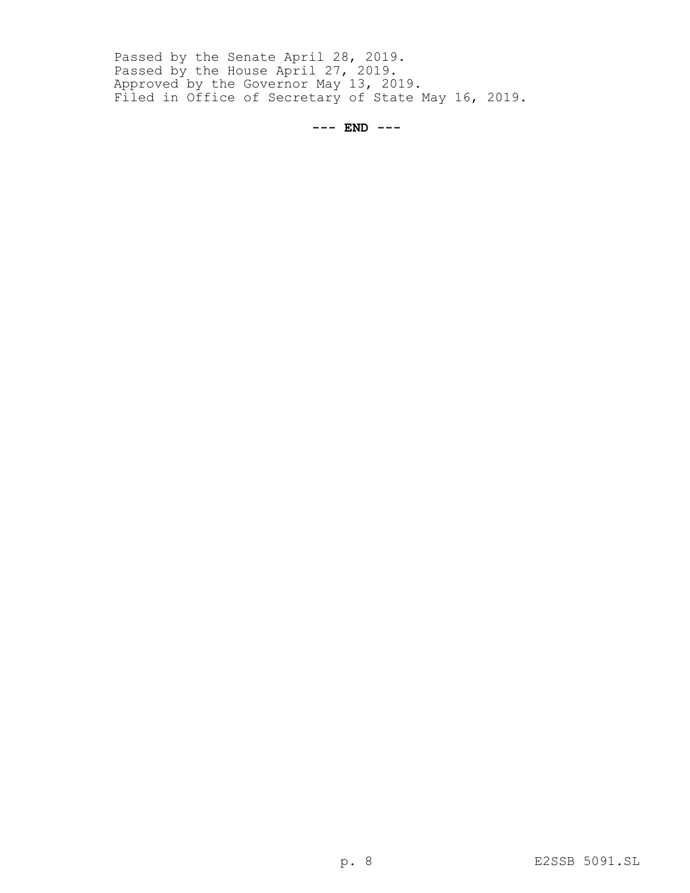Passed by the Senate April 28, 2019.
Passed by the House April 27, 2019.
Approved by the Governor May 13, 2019.
Filed in Office of Secretary of State May 16, 2019.

**--- END ---**